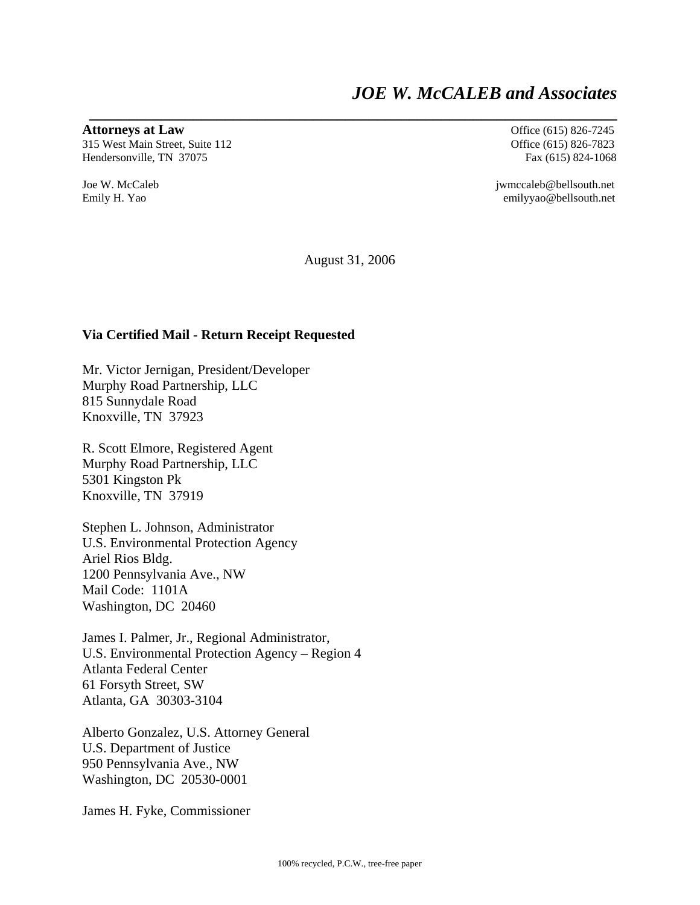# *JOE W. McCALEB and Associates*

**Attorneys at Law**
315 West Main Street, Suite 112
Hendersonville, TN 37075

Office (615) 826-7245
Office (615) 826-7823
Fax (615) 824-1068

Joe W. McCaleb
Emily H. Yao

jwmccaleb@bellsouth.net
emilyyao@bellsouth.net

August 31, 2006

**Via Certified Mail - Return Receipt Requested**

Mr. Victor Jernigan, President/Developer
Murphy Road Partnership, LLC
815 Sunnydale Road
Knoxville, TN 37923

R. Scott Elmore, Registered Agent
Murphy Road Partnership, LLC
5301 Kingston Pk
Knoxville, TN 37919

Stephen L. Johnson, Administrator
U.S. Environmental Protection Agency
Ariel Rios Bldg.
1200 Pennsylvania Ave., NW
Mail Code: 1101A
Washington, DC 20460

James I. Palmer, Jr., Regional Administrator,
U.S. Environmental Protection Agency – Region 4
Atlanta Federal Center
61 Forsyth Street, SW
Atlanta, GA 30303-3104

Alberto Gonzalez, U.S. Attorney General
U.S. Department of Justice
950 Pennsylvania Ave., NW
Washington, DC 20530-0001

James H. Fyke, Commissioner

100% recycled, P.C.W., tree-free paper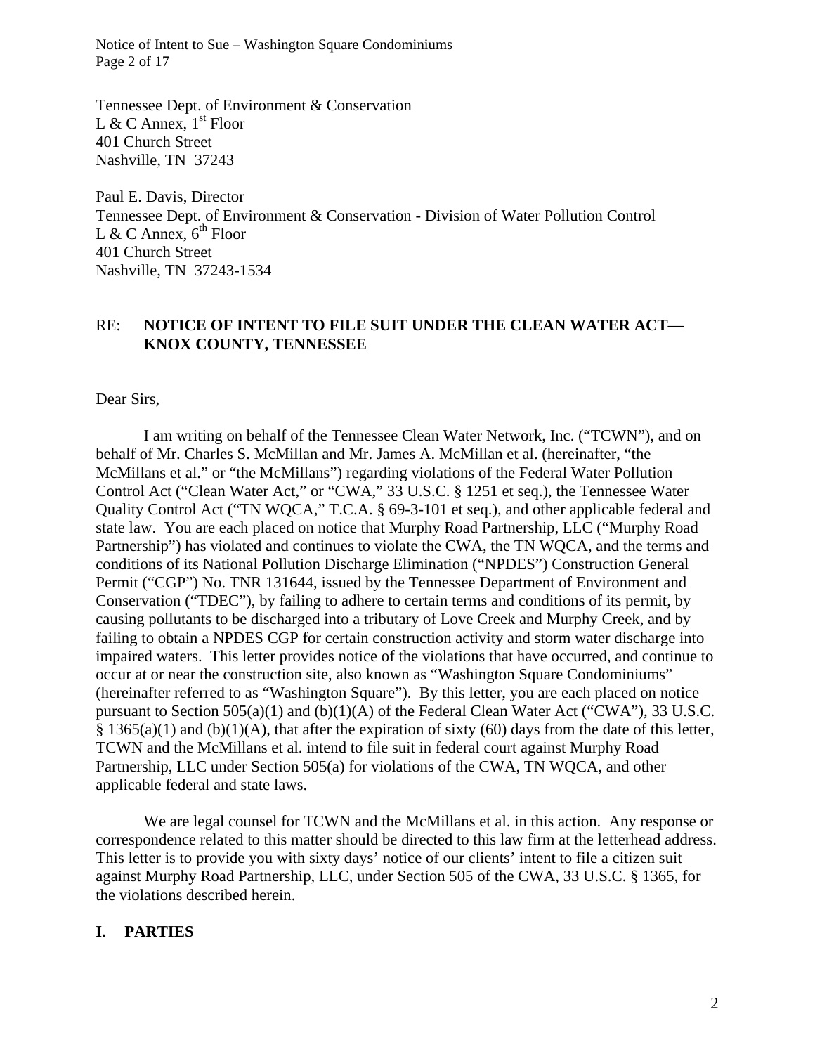Tennessee Dept. of Environment & Conservation
L & C Annex, 1st Floor
401 Church Street
Nashville, TN 37243

Paul E. Davis, Director
Tennessee Dept. of Environment & Conservation - Division of Water Pollution Control
L & C Annex, 6th Floor
401 Church Street
Nashville, TN 37243-1534

RE: **NOTICE OF INTENT TO FILE SUIT UNDER THE CLEAN WATER ACT—KNOX COUNTY, TENNESSEE**

Dear Sirs,

I am writing on behalf of the Tennessee Clean Water Network, Inc. ("TCWN"), and on behalf of Mr. Charles S. McMillan and Mr. James A. McMillan et al. (hereinafter, "the McMillans et al." or "the McMillans") regarding violations of the Federal Water Pollution Control Act ("Clean Water Act," or "CWA," 33 U.S.C. § 1251 et seq.), the Tennessee Water Quality Control Act ("TN WQCA," T.C.A. § 69-3-101 et seq.), and other applicable federal and state law. You are each placed on notice that Murphy Road Partnership, LLC ("Murphy Road Partnership") has violated and continues to violate the CWA, the TN WQCA, and the terms and conditions of its National Pollution Discharge Elimination ("NPDES") Construction General Permit ("CGP") No. TNR 131644, issued by the Tennessee Department of Environment and Conservation ("TDEC"), by failing to adhere to certain terms and conditions of its permit, by causing pollutants to be discharged into a tributary of Love Creek and Murphy Creek, and by failing to obtain a NPDES CGP for certain construction activity and storm water discharge into impaired waters. This letter provides notice of the violations that have occurred, and continue to occur at or near the construction site, also known as "Washington Square Condominiums" (hereinafter referred to as "Washington Square"). By this letter, you are each placed on notice pursuant to Section 505(a)(1) and (b)(1)(A) of the Federal Clean Water Act ("CWA"), 33 U.S.C. § 1365(a)(1) and (b)(1)(A), that after the expiration of sixty (60) days from the date of this letter, TCWN and the McMillans et al. intend to file suit in federal court against Murphy Road Partnership, LLC under Section 505(a) for violations of the CWA, TN WQCA, and other applicable federal and state laws.

We are legal counsel for TCWN and the McMillans et al. in this action. Any response or correspondence related to this matter should be directed to this law firm at the letterhead address. This letter is to provide you with sixty days' notice of our clients' intent to file a citizen suit against Murphy Road Partnership, LLC, under Section 505 of the CWA, 33 U.S.C. § 1365, for the violations described herein.

## I. PARTIES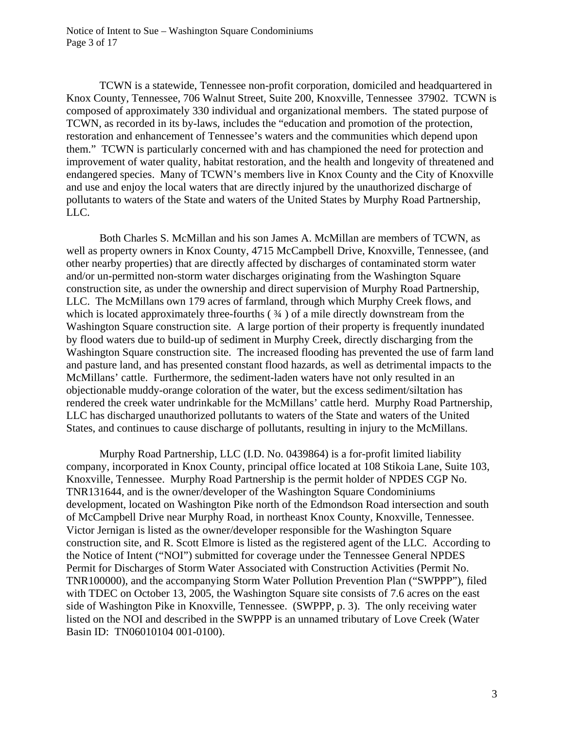TCWN is a statewide, Tennessee non-profit corporation, domiciled and headquartered in Knox County, Tennessee, 706 Walnut Street, Suite 200, Knoxville, Tennessee 37902. TCWN is composed of approximately 330 individual and organizational members. The stated purpose of TCWN, as recorded in its by-laws, includes the "education and promotion of the protection, restoration and enhancement of Tennessee's waters and the communities which depend upon them." TCWN is particularly concerned with and has championed the need for protection and improvement of water quality, habitat restoration, and the health and longevity of threatened and endangered species. Many of TCWN's members live in Knox County and the City of Knoxville and use and enjoy the local waters that are directly injured by the unauthorized discharge of pollutants to waters of the State and waters of the United States by Murphy Road Partnership, LLC.

Both Charles S. McMillan and his son James A. McMillan are members of TCWN, as well as property owners in Knox County, 4715 McCampbell Drive, Knoxville, Tennessee, (and other nearby properties) that are directly affected by discharges of contaminated storm water and/or un-permitted non-storm water discharges originating from the Washington Square construction site, as under the ownership and direct supervision of Murphy Road Partnership, LLC. The McMillans own 179 acres of farmland, through which Murphy Creek flows, and which is located approximately three-fourths ( ¾ ) of a mile directly downstream from the Washington Square construction site. A large portion of their property is frequently inundated by flood waters due to build-up of sediment in Murphy Creek, directly discharging from the Washington Square construction site. The increased flooding has prevented the use of farm land and pasture land, and has presented constant flood hazards, as well as detrimental impacts to the McMillans' cattle. Furthermore, the sediment-laden waters have not only resulted in an objectionable muddy-orange coloration of the water, but the excess sediment/siltation has rendered the creek water undrinkable for the McMillans' cattle herd. Murphy Road Partnership, LLC has discharged unauthorized pollutants to waters of the State and waters of the United States, and continues to cause discharge of pollutants, resulting in injury to the McMillans.

Murphy Road Partnership, LLC (I.D. No. 0439864) is a for-profit limited liability company, incorporated in Knox County, principal office located at 108 Stikoia Lane, Suite 103, Knoxville, Tennessee. Murphy Road Partnership is the permit holder of NPDES CGP No. TNR131644, and is the owner/developer of the Washington Square Condominiums development, located on Washington Pike north of the Edmondson Road intersection and south of McCampbell Drive near Murphy Road, in northeast Knox County, Knoxville, Tennessee. Victor Jernigan is listed as the owner/developer responsible for the Washington Square construction site, and R. Scott Elmore is listed as the registered agent of the LLC. According to the Notice of Intent ("NOI") submitted for coverage under the Tennessee General NPDES Permit for Discharges of Storm Water Associated with Construction Activities (Permit No. TNR100000), and the accompanying Storm Water Pollution Prevention Plan ("SWPPP"), filed with TDEC on October 13, 2005, the Washington Square site consists of 7.6 acres on the east side of Washington Pike in Knoxville, Tennessee. (SWPPP, p. 3). The only receiving water listed on the NOI and described in the SWPPP is an unnamed tributary of Love Creek (Water Basin ID: TN06010104 001-0100).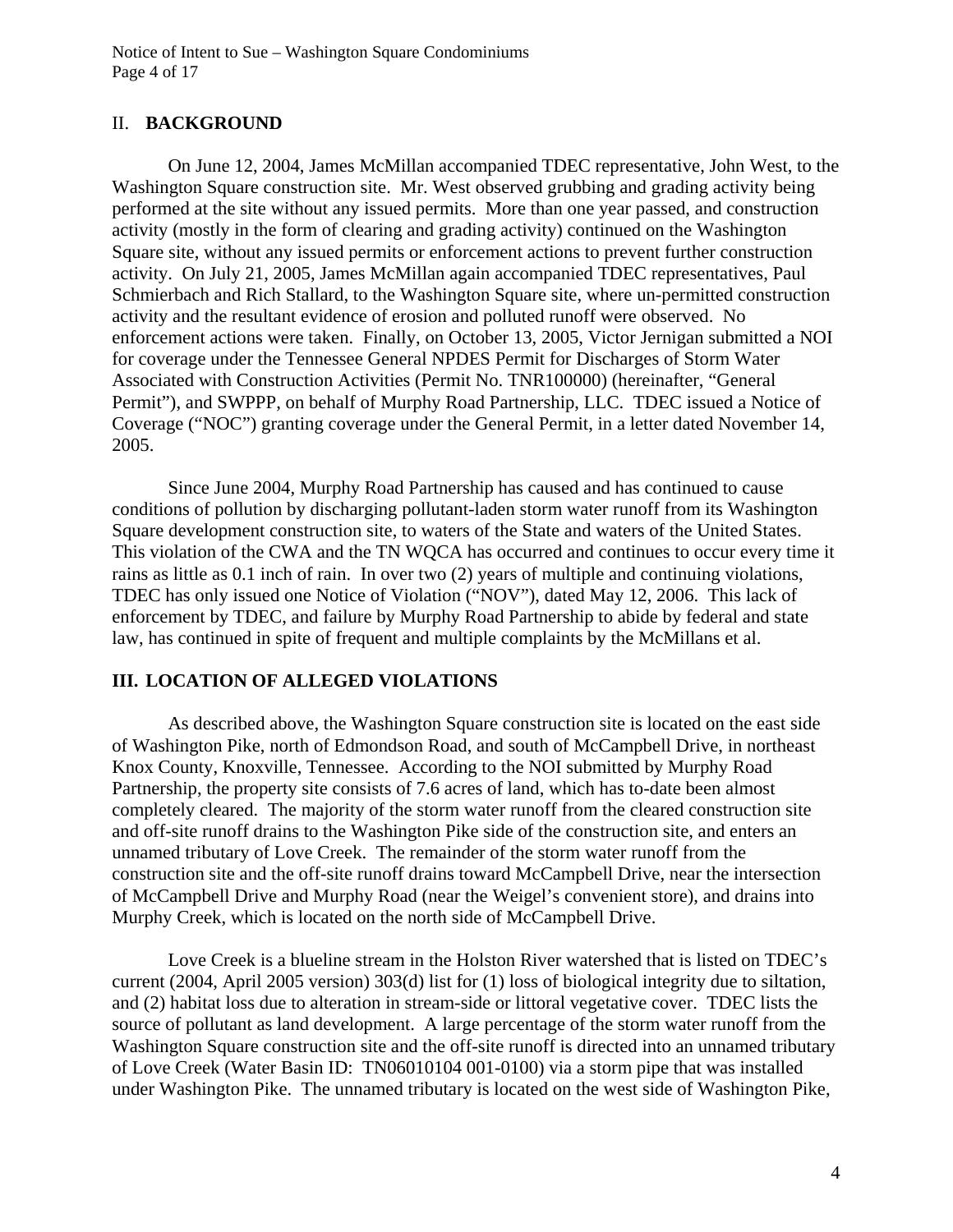## II. **BACKGROUND**

On June 12, 2004, James McMillan accompanied TDEC representative, John West, to the Washington Square construction site. Mr. West observed grubbing and grading activity being performed at the site without any issued permits. More than one year passed, and construction activity (mostly in the form of clearing and grading activity) continued on the Washington Square site, without any issued permits or enforcement actions to prevent further construction activity. On July 21, 2005, James McMillan again accompanied TDEC representatives, Paul Schmierbach and Rich Stallard, to the Washington Square site, where un-permitted construction activity and the resultant evidence of erosion and polluted runoff were observed. No enforcement actions were taken. Finally, on October 13, 2005, Victor Jernigan submitted a NOI for coverage under the Tennessee General NPDES Permit for Discharges of Storm Water Associated with Construction Activities (Permit No. TNR100000) (hereinafter, "General Permit"), and SWPPP, on behalf of Murphy Road Partnership, LLC. TDEC issued a Notice of Coverage ("NOC") granting coverage under the General Permit, in a letter dated November 14, 2005.

Since June 2004, Murphy Road Partnership has caused and has continued to cause conditions of pollution by discharging pollutant-laden storm water runoff from its Washington Square development construction site, to waters of the State and waters of the United States. This violation of the CWA and the TN WQCA has occurred and continues to occur every time it rains as little as 0.1 inch of rain. In over two (2) years of multiple and continuing violations, TDEC has only issued one Notice of Violation ("NOV"), dated May 12, 2006. This lack of enforcement by TDEC, and failure by Murphy Road Partnership to abide by federal and state law, has continued in spite of frequent and multiple complaints by the McMillans et al.

## **III. LOCATION OF ALLEGED VIOLATIONS**

As described above, the Washington Square construction site is located on the east side of Washington Pike, north of Edmondson Road, and south of McCampbell Drive, in northeast Knox County, Knoxville, Tennessee. According to the NOI submitted by Murphy Road Partnership, the property site consists of 7.6 acres of land, which has to-date been almost completely cleared. The majority of the storm water runoff from the cleared construction site and off-site runoff drains to the Washington Pike side of the construction site, and enters an unnamed tributary of Love Creek. The remainder of the storm water runoff from the construction site and the off-site runoff drains toward McCampbell Drive, near the intersection of McCampbell Drive and Murphy Road (near the Weigel's convenient store), and drains into Murphy Creek, which is located on the north side of McCampbell Drive.

Love Creek is a blueline stream in the Holston River watershed that is listed on TDEC's current (2004, April 2005 version) 303(d) list for (1) loss of biological integrity due to siltation, and (2) habitat loss due to alteration in stream-side or littoral vegetative cover. TDEC lists the source of pollutant as land development. A large percentage of the storm water runoff from the Washington Square construction site and the off-site runoff is directed into an unnamed tributary of Love Creek (Water Basin ID: TN06010104 001-0100) via a storm pipe that was installed under Washington Pike. The unnamed tributary is located on the west side of Washington Pike,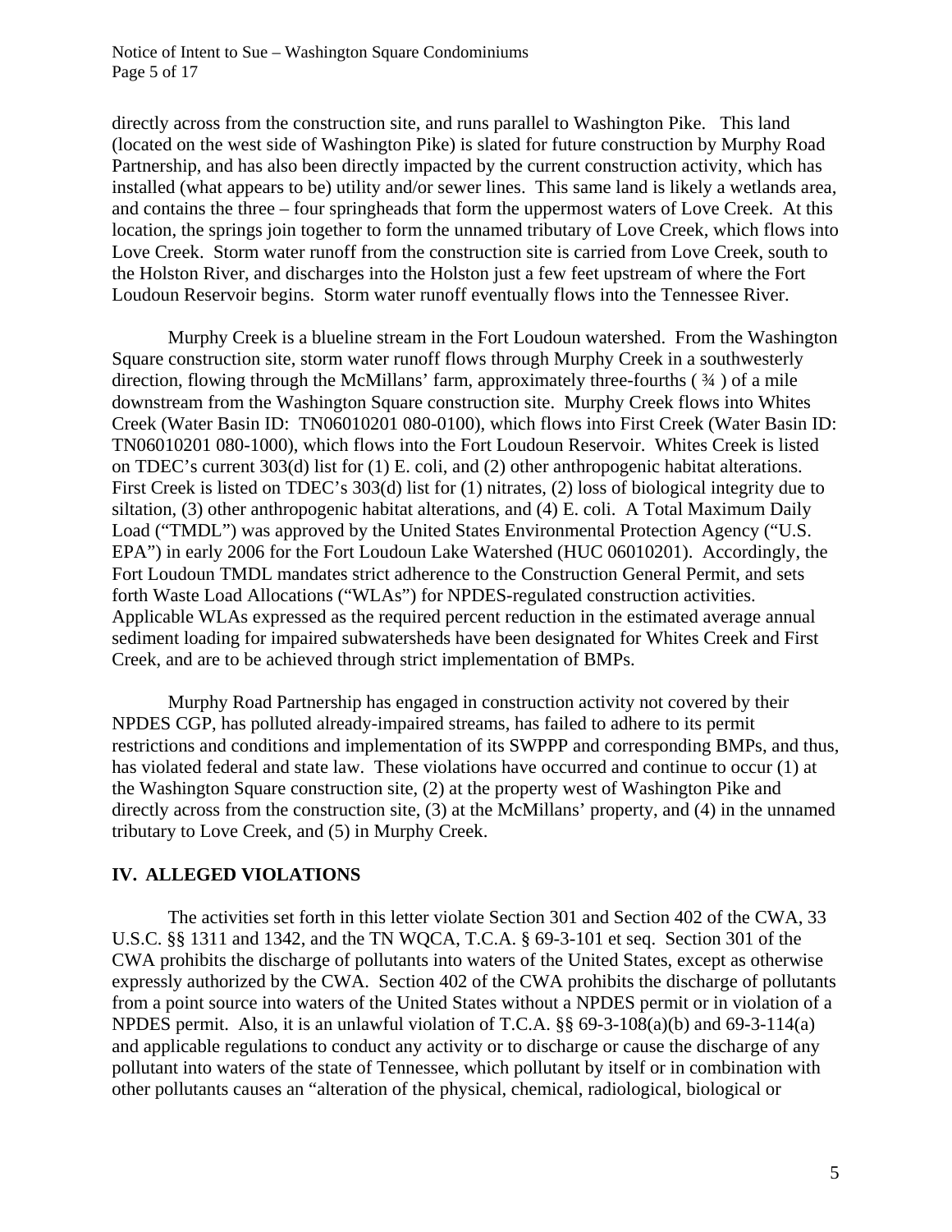directly across from the construction site, and runs parallel to Washington Pike. This land (located on the west side of Washington Pike) is slated for future construction by Murphy Road Partnership, and has also been directly impacted by the current construction activity, which has installed (what appears to be) utility and/or sewer lines. This same land is likely a wetlands area, and contains the three – four springheads that form the uppermost waters of Love Creek. At this location, the springs join together to form the unnamed tributary of Love Creek, which flows into Love Creek. Storm water runoff from the construction site is carried from Love Creek, south to the Holston River, and discharges into the Holston just a few feet upstream of where the Fort Loudoun Reservoir begins. Storm water runoff eventually flows into the Tennessee River.

Murphy Creek is a blueline stream in the Fort Loudoun watershed. From the Washington Square construction site, storm water runoff flows through Murphy Creek in a southwesterly direction, flowing through the McMillans' farm, approximately three-fourths ( ¾ ) of a mile downstream from the Washington Square construction site. Murphy Creek flows into Whites Creek (Water Basin ID: TN06010201 080-0100), which flows into First Creek (Water Basin ID: TN06010201 080-1000), which flows into the Fort Loudoun Reservoir. Whites Creek is listed on TDEC's current 303(d) list for (1) E. coli, and (2) other anthropogenic habitat alterations. First Creek is listed on TDEC's 303(d) list for (1) nitrates, (2) loss of biological integrity due to siltation, (3) other anthropogenic habitat alterations, and (4) E. coli. A Total Maximum Daily Load ("TMDL") was approved by the United States Environmental Protection Agency ("U.S. EPA") in early 2006 for the Fort Loudoun Lake Watershed (HUC 06010201). Accordingly, the Fort Loudoun TMDL mandates strict adherence to the Construction General Permit, and sets forth Waste Load Allocations ("WLAs") for NPDES-regulated construction activities. Applicable WLAs expressed as the required percent reduction in the estimated average annual sediment loading for impaired subwatersheds have been designated for Whites Creek and First Creek, and are to be achieved through strict implementation of BMPs.

Murphy Road Partnership has engaged in construction activity not covered by their NPDES CGP, has polluted already-impaired streams, has failed to adhere to its permit restrictions and conditions and implementation of its SWPPP and corresponding BMPs, and thus, has violated federal and state law. These violations have occurred and continue to occur (1) at the Washington Square construction site, (2) at the property west of Washington Pike and directly across from the construction site, (3) at the McMillans' property, and (4) in the unnamed tributary to Love Creek, and (5) in Murphy Creek.

## IV. ALLEGED VIOLATIONS

The activities set forth in this letter violate Section 301 and Section 402 of the CWA, 33 U.S.C. §§ 1311 and 1342, and the TN WQCA, T.C.A. § 69-3-101 et seq. Section 301 of the CWA prohibits the discharge of pollutants into waters of the United States, except as otherwise expressly authorized by the CWA. Section 402 of the CWA prohibits the discharge of pollutants from a point source into waters of the United States without a NPDES permit or in violation of a NPDES permit. Also, it is an unlawful violation of T.C.A. §§ 69-3-108(a)(b) and 69-3-114(a) and applicable regulations to conduct any activity or to discharge or cause the discharge of any pollutant into waters of the state of Tennessee, which pollutant by itself or in combination with other pollutants causes an "alteration of the physical, chemical, radiological, biological or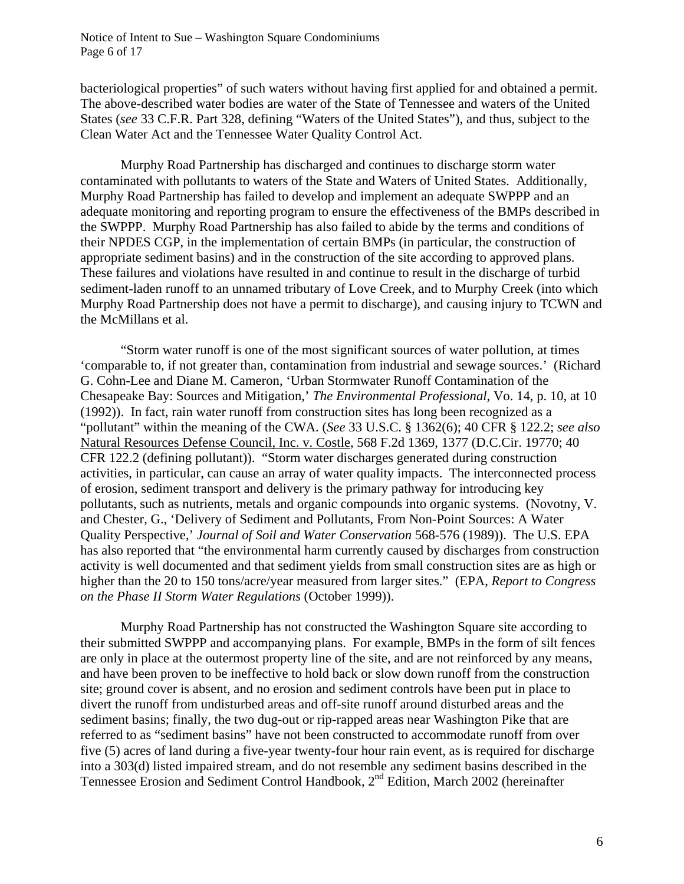bacteriological properties" of such waters without having first applied for and obtained a permit. The above-described water bodies are water of the State of Tennessee and waters of the United States (*see* 33 C.F.R. Part 328, defining "Waters of the United States"), and thus, subject to the Clean Water Act and the Tennessee Water Quality Control Act.

Murphy Road Partnership has discharged and continues to discharge storm water contaminated with pollutants to waters of the State and Waters of United States. Additionally, Murphy Road Partnership has failed to develop and implement an adequate SWPPP and an adequate monitoring and reporting program to ensure the effectiveness of the BMPs described in the SWPPP. Murphy Road Partnership has also failed to abide by the terms and conditions of their NPDES CGP, in the implementation of certain BMPs (in particular, the construction of appropriate sediment basins) and in the construction of the site according to approved plans. These failures and violations have resulted in and continue to result in the discharge of turbid sediment-laden runoff to an unnamed tributary of Love Creek, and to Murphy Creek (into which Murphy Road Partnership does not have a permit to discharge), and causing injury to TCWN and the McMillans et al.

"Storm water runoff is one of the most significant sources of water pollution, at times 'comparable to, if not greater than, contamination from industrial and sewage sources.' (Richard G. Cohn-Lee and Diane M. Cameron, 'Urban Stormwater Runoff Contamination of the Chesapeake Bay: Sources and Mitigation,' *The Environmental Professional*, Vo. 14, p. 10, at 10 (1992)). In fact, rain water runoff from construction sites has long been recognized as a "pollutant" within the meaning of the CWA. (*See* 33 U.S.C. § 1362(6); 40 CFR § 122.2; *see also* Natural Resources Defense Council, Inc. v. Costle, 568 F.2d 1369, 1377 (D.C.Cir. 19770; 40 CFR 122.2 (defining pollutant)). "Storm water discharges generated during construction activities, in particular, can cause an array of water quality impacts. The interconnected process of erosion, sediment transport and delivery is the primary pathway for introducing key pollutants, such as nutrients, metals and organic compounds into organic systems. (Novotny, V. and Chester, G., 'Delivery of Sediment and Pollutants, From Non-Point Sources: A Water Quality Perspective,' *Journal of Soil and Water Conservation* 568-576 (1989)). The U.S. EPA has also reported that "the environmental harm currently caused by discharges from construction activity is well documented and that sediment yields from small construction sites are as high or higher than the 20 to 150 tons/acre/year measured from larger sites." (EPA, *Report to Congress on the Phase II Storm Water Regulations* (October 1999)).

Murphy Road Partnership has not constructed the Washington Square site according to their submitted SWPPP and accompanying plans. For example, BMPs in the form of silt fences are only in place at the outermost property line of the site, and are not reinforced by any means, and have been proven to be ineffective to hold back or slow down runoff from the construction site; ground cover is absent, and no erosion and sediment controls have been put in place to divert the runoff from undisturbed areas and off-site runoff around disturbed areas and the sediment basins; finally, the two dug-out or rip-rapped areas near Washington Pike that are referred to as "sediment basins" have not been constructed to accommodate runoff from over five (5) acres of land during a five-year twenty-four hour rain event, as is required for discharge into a 303(d) listed impaired stream, and do not resemble any sediment basins described in the Tennessee Erosion and Sediment Control Handbook, 2nd Edition, March 2002 (hereinafter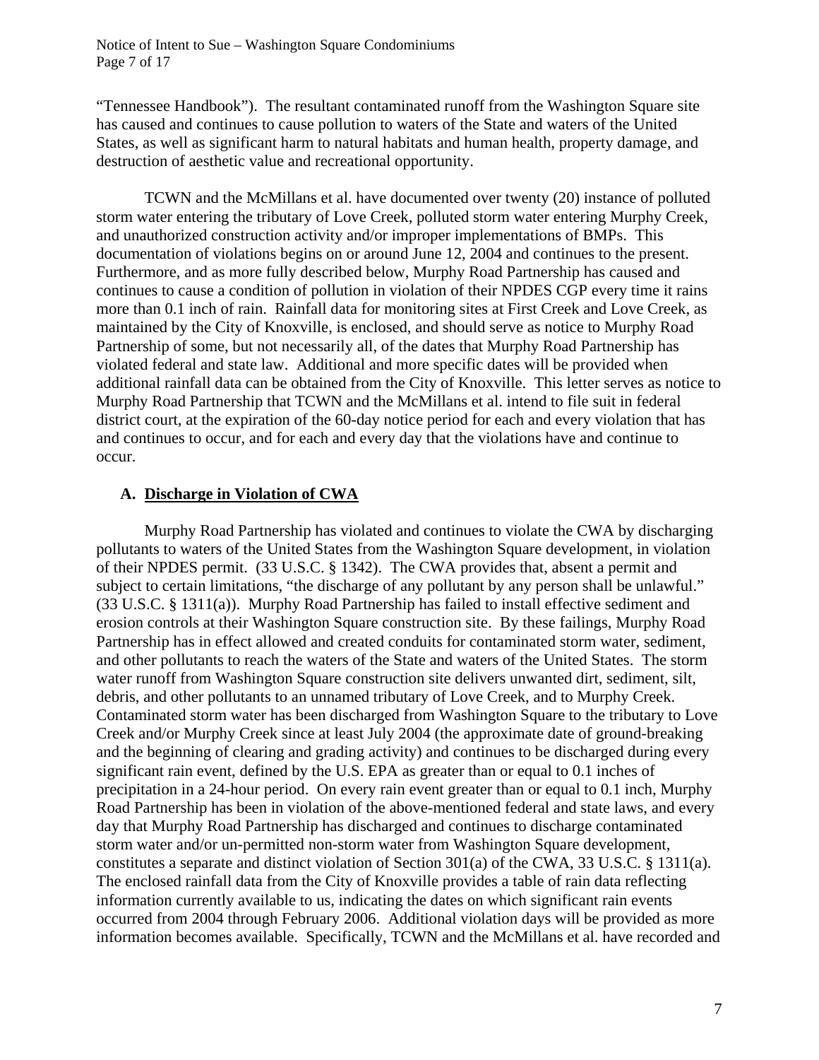"Tennessee Handbook"). The resultant contaminated runoff from the Washington Square site has caused and continues to cause pollution to waters of the State and waters of the United States, as well as significant harm to natural habitats and human health, property damage, and destruction of aesthetic value and recreational opportunity.

TCWN and the McMillans et al. have documented over twenty (20) instance of polluted storm water entering the tributary of Love Creek, polluted storm water entering Murphy Creek, and unauthorized construction activity and/or improper implementations of BMPs. This documentation of violations begins on or around June 12, 2004 and continues to the present. Furthermore, and as more fully described below, Murphy Road Partnership has caused and continues to cause a condition of pollution in violation of their NPDES CGP every time it rains more than 0.1 inch of rain. Rainfall data for monitoring sites at First Creek and Love Creek, as maintained by the City of Knoxville, is enclosed, and should serve as notice to Murphy Road Partnership of some, but not necessarily all, of the dates that Murphy Road Partnership has violated federal and state law. Additional and more specific dates will be provided when additional rainfall data can be obtained from the City of Knoxville. This letter serves as notice to Murphy Road Partnership that TCWN and the McMillans et al. intend to file suit in federal district court, at the expiration of the 60-day notice period for each and every violation that has and continues to occur, and for each and every day that the violations have and continue to occur.

## A. Discharge in Violation of CWA

Murphy Road Partnership has violated and continues to violate the CWA by discharging pollutants to waters of the United States from the Washington Square development, in violation of their NPDES permit. (33 U.S.C. § 1342). The CWA provides that, absent a permit and subject to certain limitations, "the discharge of any pollutant by any person shall be unlawful." (33 U.S.C. § 1311(a)). Murphy Road Partnership has failed to install effective sediment and erosion controls at their Washington Square construction site. By these failings, Murphy Road Partnership has in effect allowed and created conduits for contaminated storm water, sediment, and other pollutants to reach the waters of the State and waters of the United States. The storm water runoff from Washington Square construction site delivers unwanted dirt, sediment, silt, debris, and other pollutants to an unnamed tributary of Love Creek, and to Murphy Creek. Contaminated storm water has been discharged from Washington Square to the tributary to Love Creek and/or Murphy Creek since at least July 2004 (the approximate date of ground-breaking and the beginning of clearing and grading activity) and continues to be discharged during every significant rain event, defined by the U.S. EPA as greater than or equal to 0.1 inches of precipitation in a 24-hour period. On every rain event greater than or equal to 0.1 inch, Murphy Road Partnership has been in violation of the above-mentioned federal and state laws, and every day that Murphy Road Partnership has discharged and continues to discharge contaminated storm water and/or un-permitted non-storm water from Washington Square development, constitutes a separate and distinct violation of Section 301(a) of the CWA, 33 U.S.C. § 1311(a). The enclosed rainfall data from the City of Knoxville provides a table of rain data reflecting information currently available to us, indicating the dates on which significant rain events occurred from 2004 through February 2006. Additional violation days will be provided as more information becomes available. Specifically, TCWN and the McMillans et al. have recorded and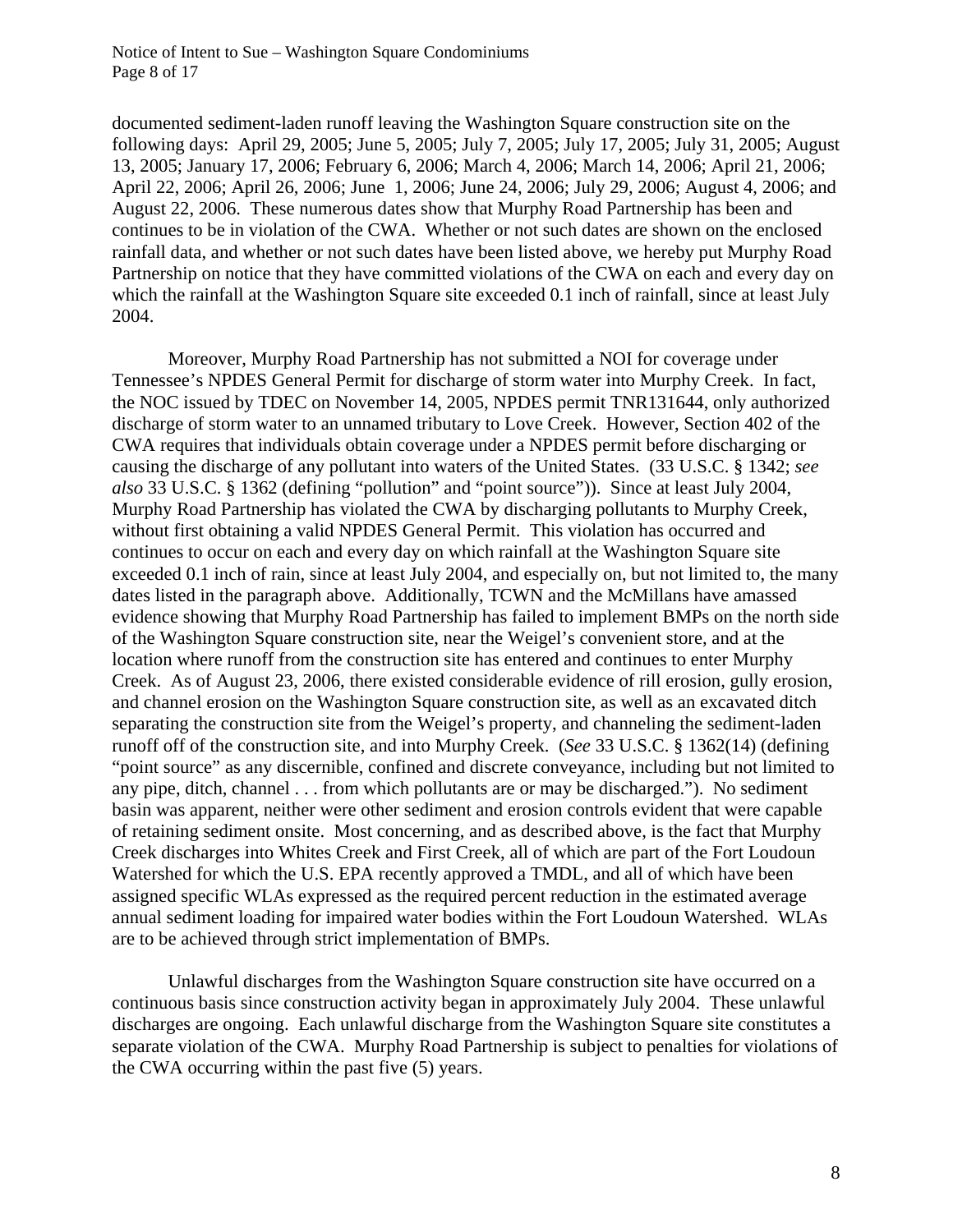documented sediment-laden runoff leaving the Washington Square construction site on the following days: April 29, 2005; June 5, 2005; July 7, 2005; July 17, 2005; July 31, 2005; August 13, 2005; January 17, 2006; February 6, 2006; March 4, 2006; March 14, 2006; April 21, 2006; April 22, 2006; April 26, 2006; June 1, 2006; June 24, 2006; July 29, 2006; August 4, 2006; and August 22, 2006. These numerous dates show that Murphy Road Partnership has been and continues to be in violation of the CWA. Whether or not such dates are shown on the enclosed rainfall data, and whether or not such dates have been listed above, we hereby put Murphy Road Partnership on notice that they have committed violations of the CWA on each and every day on which the rainfall at the Washington Square site exceeded 0.1 inch of rainfall, since at least July 2004.

Moreover, Murphy Road Partnership has not submitted a NOI for coverage under Tennessee's NPDES General Permit for discharge of storm water into Murphy Creek. In fact, the NOC issued by TDEC on November 14, 2005, NPDES permit TNR131644, only authorized discharge of storm water to an unnamed tributary to Love Creek. However, Section 402 of the CWA requires that individuals obtain coverage under a NPDES permit before discharging or causing the discharge of any pollutant into waters of the United States. (33 U.S.C. § 1342; *see also* 33 U.S.C. § 1362 (defining "pollution" and "point source")). Since at least July 2004, Murphy Road Partnership has violated the CWA by discharging pollutants to Murphy Creek, without first obtaining a valid NPDES General Permit. This violation has occurred and continues to occur on each and every day on which rainfall at the Washington Square site exceeded 0.1 inch of rain, since at least July 2004, and especially on, but not limited to, the many dates listed in the paragraph above. Additionally, TCWN and the McMillans have amassed evidence showing that Murphy Road Partnership has failed to implement BMPs on the north side of the Washington Square construction site, near the Weigel's convenient store, and at the location where runoff from the construction site has entered and continues to enter Murphy Creek. As of August 23, 2006, there existed considerable evidence of rill erosion, gully erosion, and channel erosion on the Washington Square construction site, as well as an excavated ditch separating the construction site from the Weigel's property, and channeling the sediment-laden runoff off of the construction site, and into Murphy Creek. (*See* 33 U.S.C. § 1362(14) (defining "point source" as any discernible, confined and discrete conveyance, including but not limited to any pipe, ditch, channel . . . from which pollutants are or may be discharged."). No sediment basin was apparent, neither were other sediment and erosion controls evident that were capable of retaining sediment onsite. Most concerning, and as described above, is the fact that Murphy Creek discharges into Whites Creek and First Creek, all of which are part of the Fort Loudoun Watershed for which the U.S. EPA recently approved a TMDL, and all of which have been assigned specific WLAs expressed as the required percent reduction in the estimated average annual sediment loading for impaired water bodies within the Fort Loudoun Watershed. WLAs are to be achieved through strict implementation of BMPs.

Unlawful discharges from the Washington Square construction site have occurred on a continuous basis since construction activity began in approximately July 2004. These unlawful discharges are ongoing. Each unlawful discharge from the Washington Square site constitutes a separate violation of the CWA. Murphy Road Partnership is subject to penalties for violations of the CWA occurring within the past five (5) years.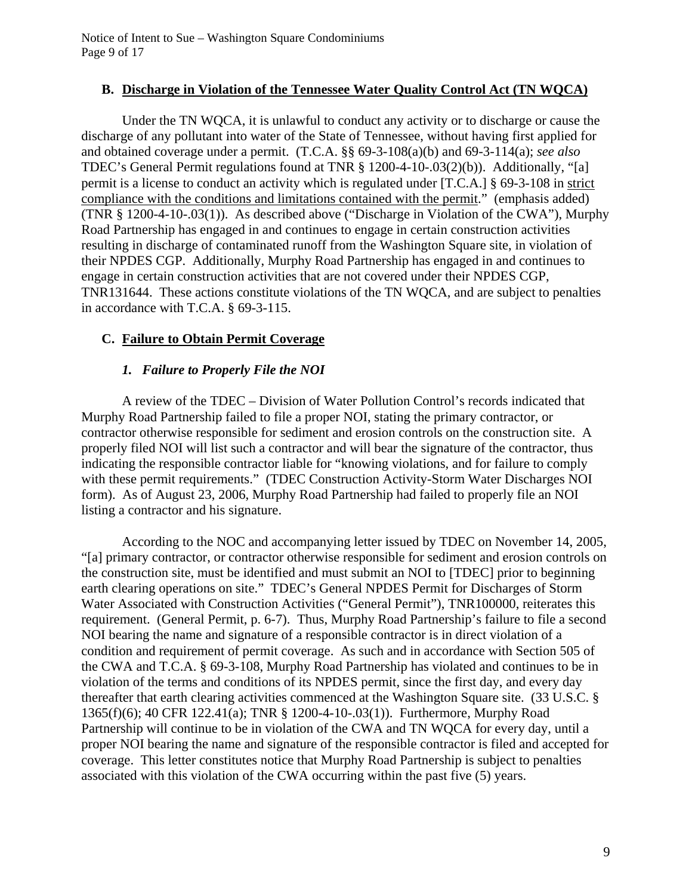### B. <u>Discharge in Violation of the Tennessee Water Quality Control Act (TN WQCA)</u>

Under the TN WQCA, it is unlawful to conduct any activity or to discharge or cause the discharge of any pollutant into water of the State of Tennessee, without having first applied for and obtained coverage under a permit. (T.C.A. §§ 69-3-108(a)(b) and 69-3-114(a); *see also* TDEC's General Permit regulations found at TNR § 1200-4-10-.03(2)(b)). Additionally, "[a] permit is a license to conduct an activity which is regulated under [T.C.A.] § 69-3-108 in <u>strict compliance with the conditions and limitations contained with the permit</u>." (emphasis added) (TNR § 1200-4-10-.03(1)). As described above ("Discharge in Violation of the CWA"), Murphy Road Partnership has engaged in and continues to engage in certain construction activities resulting in discharge of contaminated runoff from the Washington Square site, in violation of their NPDES CGP. Additionally, Murphy Road Partnership has engaged in and continues to engage in certain construction activities that are not covered under their NPDES CGP, TNR131644. These actions constitute violations of the TN WQCA, and are subject to penalties in accordance with T.C.A. § 69-3-115.

### C. <u>Failure to Obtain Permit Coverage</u>

#### *1. Failure to Properly File the NOI*

A review of the TDEC – Division of Water Pollution Control's records indicated that Murphy Road Partnership failed to file a proper NOI, stating the primary contractor, or contractor otherwise responsible for sediment and erosion controls on the construction site. A properly filed NOI will list such a contractor and will bear the signature of the contractor, thus indicating the responsible contractor liable for "knowing violations, and for failure to comply with these permit requirements." (TDEC Construction Activity-Storm Water Discharges NOI form). As of August 23, 2006, Murphy Road Partnership had failed to properly file an NOI listing a contractor and his signature.

According to the NOC and accompanying letter issued by TDEC on November 14, 2005, "[a] primary contractor, or contractor otherwise responsible for sediment and erosion controls on the construction site, must be identified and must submit an NOI to [TDEC] prior to beginning earth clearing operations on site." TDEC's General NPDES Permit for Discharges of Storm Water Associated with Construction Activities ("General Permit"), TNR100000, reiterates this requirement. (General Permit, p. 6-7). Thus, Murphy Road Partnership's failure to file a second NOI bearing the name and signature of a responsible contractor is in direct violation of a condition and requirement of permit coverage. As such and in accordance with Section 505 of the CWA and T.C.A. § 69-3-108, Murphy Road Partnership has violated and continues to be in violation of the terms and conditions of its NPDES permit, since the first day, and every day thereafter that earth clearing activities commenced at the Washington Square site. (33 U.S.C. § 1365(f)(6); 40 CFR 122.41(a); TNR § 1200-4-10-.03(1)). Furthermore, Murphy Road Partnership will continue to be in violation of the CWA and TN WQCA for every day, until a proper NOI bearing the name and signature of the responsible contractor is filed and accepted for coverage. This letter constitutes notice that Murphy Road Partnership is subject to penalties associated with this violation of the CWA occurring within the past five (5) years.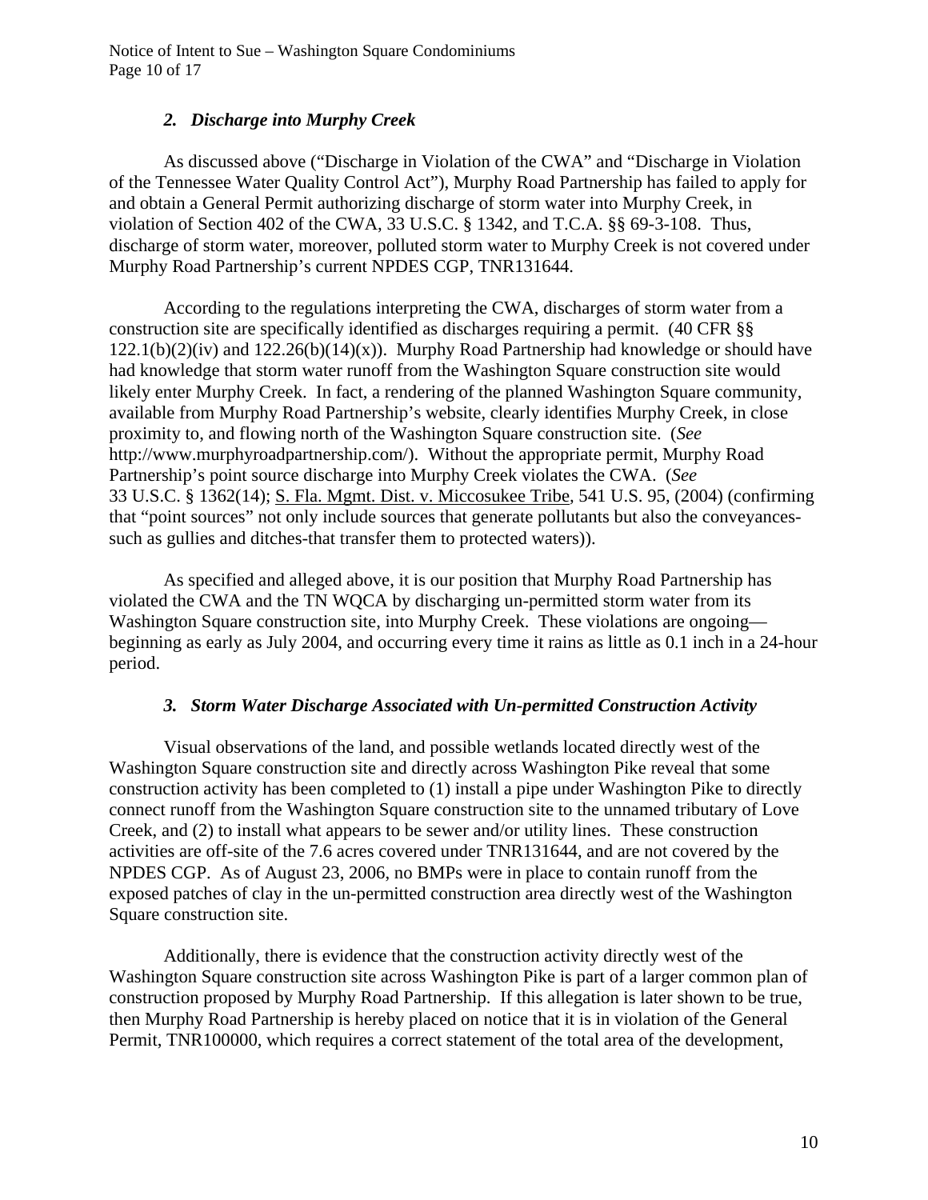### *2. Discharge into Murphy Creek*

As discussed above ("Discharge in Violation of the CWA" and "Discharge in Violation of the Tennessee Water Quality Control Act"), Murphy Road Partnership has failed to apply for and obtain a General Permit authorizing discharge of storm water into Murphy Creek, in violation of Section 402 of the CWA, 33 U.S.C. § 1342, and T.C.A. §§ 69-3-108. Thus, discharge of storm water, moreover, polluted storm water to Murphy Creek is not covered under Murphy Road Partnership's current NPDES CGP, TNR131644.

According to the regulations interpreting the CWA, discharges of storm water from a construction site are specifically identified as discharges requiring a permit. (40 CFR §§ 122.1(b)(2)(iv) and 122.26(b)(14)(x)). Murphy Road Partnership had knowledge or should have had knowledge that storm water runoff from the Washington Square construction site would likely enter Murphy Creek. In fact, a rendering of the planned Washington Square community, available from Murphy Road Partnership's website, clearly identifies Murphy Creek, in close proximity to, and flowing north of the Washington Square construction site. (*See* http://www.murphyroadpartnership.com/). Without the appropriate permit, Murphy Road Partnership's point source discharge into Murphy Creek violates the CWA. (*See* 33 U.S.C. § 1362(14); S. Fla. Mgmt. Dist. v. Miccosukee Tribe, 541 U.S. 95, (2004) (confirming that "point sources" not only include sources that generate pollutants but also the conveyances-such as gullies and ditches-that transfer them to protected waters)).

As specified and alleged above, it is our position that Murphy Road Partnership has violated the CWA and the TN WQCA by discharging un-permitted storm water from its Washington Square construction site, into Murphy Creek. These violations are ongoing—beginning as early as July 2004, and occurring every time it rains as little as 0.1 inch in a 24-hour period.

### *3. Storm Water Discharge Associated with Un-permitted Construction Activity*

Visual observations of the land, and possible wetlands located directly west of the Washington Square construction site and directly across Washington Pike reveal that some construction activity has been completed to (1) install a pipe under Washington Pike to directly connect runoff from the Washington Square construction site to the unnamed tributary of Love Creek, and (2) to install what appears to be sewer and/or utility lines. These construction activities are off-site of the 7.6 acres covered under TNR131644, and are not covered by the NPDES CGP. As of August 23, 2006, no BMPs were in place to contain runoff from the exposed patches of clay in the un-permitted construction area directly west of the Washington Square construction site.

Additionally, there is evidence that the construction activity directly west of the Washington Square construction site across Washington Pike is part of a larger common plan of construction proposed by Murphy Road Partnership. If this allegation is later shown to be true, then Murphy Road Partnership is hereby placed on notice that it is in violation of the General Permit, TNR100000, which requires a correct statement of the total area of the development,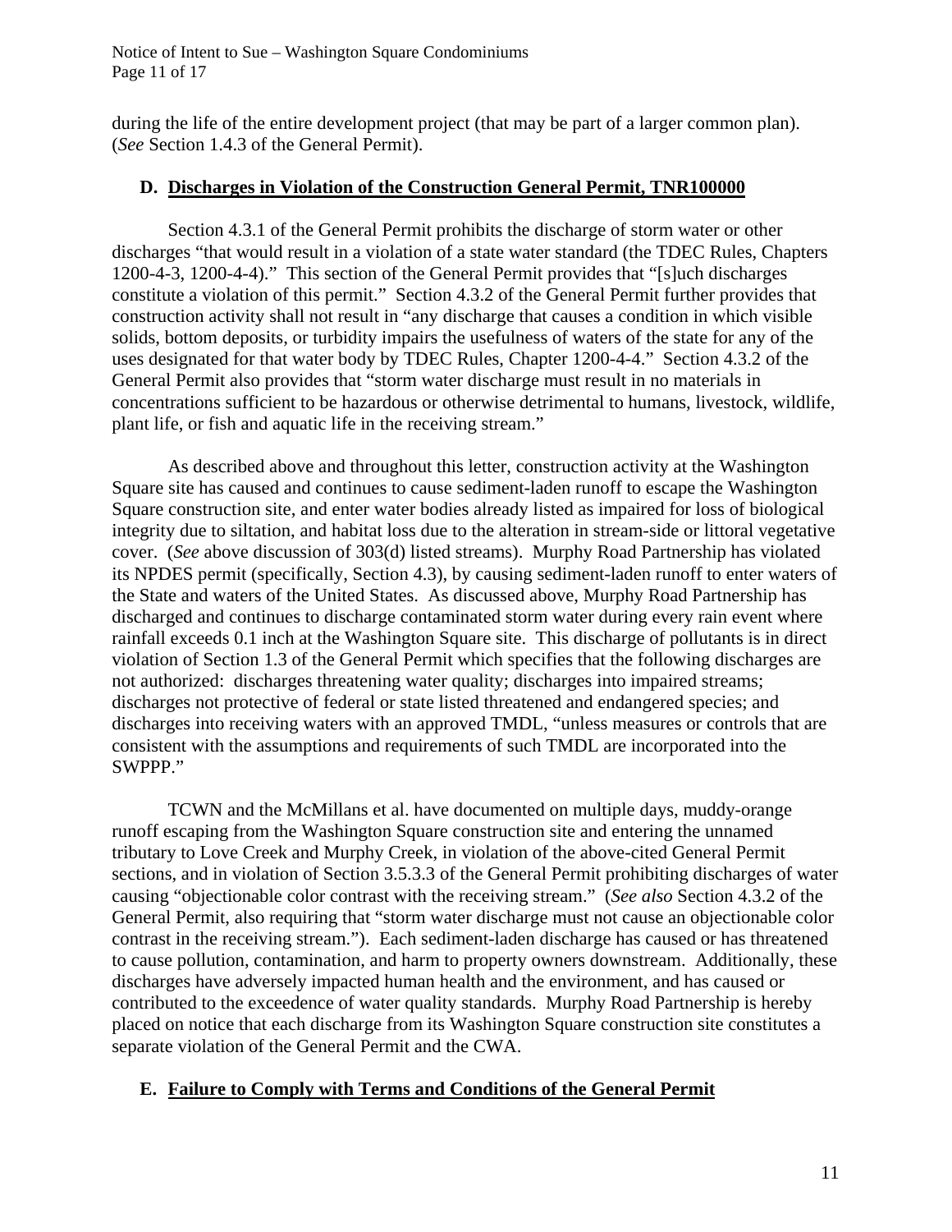during the life of the entire development project (that may be part of a larger common plan). (*See* Section 1.4.3 of the General Permit).

### D. Discharges in Violation of the Construction General Permit, TNR100000

Section 4.3.1 of the General Permit prohibits the discharge of storm water or other discharges "that would result in a violation of a state water standard (the TDEC Rules, Chapters 1200-4-3, 1200-4-4)." This section of the General Permit provides that "[s]uch discharges constitute a violation of this permit." Section 4.3.2 of the General Permit further provides that construction activity shall not result in "any discharge that causes a condition in which visible solids, bottom deposits, or turbidity impairs the usefulness of waters of the state for any of the uses designated for that water body by TDEC Rules, Chapter 1200-4-4." Section 4.3.2 of the General Permit also provides that "storm water discharge must result in no materials in concentrations sufficient to be hazardous or otherwise detrimental to humans, livestock, wildlife, plant life, or fish and aquatic life in the receiving stream."

As described above and throughout this letter, construction activity at the Washington Square site has caused and continues to cause sediment-laden runoff to escape the Washington Square construction site, and enter water bodies already listed as impaired for loss of biological integrity due to siltation, and habitat loss due to the alteration in stream-side or littoral vegetative cover. (*See* above discussion of 303(d) listed streams). Murphy Road Partnership has violated its NPDES permit (specifically, Section 4.3), by causing sediment-laden runoff to enter waters of the State and waters of the United States. As discussed above, Murphy Road Partnership has discharged and continues to discharge contaminated storm water during every rain event where rainfall exceeds 0.1 inch at the Washington Square site. This discharge of pollutants is in direct violation of Section 1.3 of the General Permit which specifies that the following discharges are not authorized: discharges threatening water quality; discharges into impaired streams; discharges not protective of federal or state listed threatened and endangered species; and discharges into receiving waters with an approved TMDL, "unless measures or controls that are consistent with the assumptions and requirements of such TMDL are incorporated into the SWPPP."

TCWN and the McMillans et al. have documented on multiple days, muddy-orange runoff escaping from the Washington Square construction site and entering the unnamed tributary to Love Creek and Murphy Creek, in violation of the above-cited General Permit sections, and in violation of Section 3.5.3.3 of the General Permit prohibiting discharges of water causing "objectionable color contrast with the receiving stream." (*See also* Section 4.3.2 of the General Permit, also requiring that "storm water discharge must not cause an objectionable color contrast in the receiving stream."). Each sediment-laden discharge has caused or has threatened to cause pollution, contamination, and harm to property owners downstream. Additionally, these discharges have adversely impacted human health and the environment, and has caused or contributed to the exceedence of water quality standards. Murphy Road Partnership is hereby placed on notice that each discharge from its Washington Square construction site constitutes a separate violation of the General Permit and the CWA.

### E. Failure to Comply with Terms and Conditions of the General Permit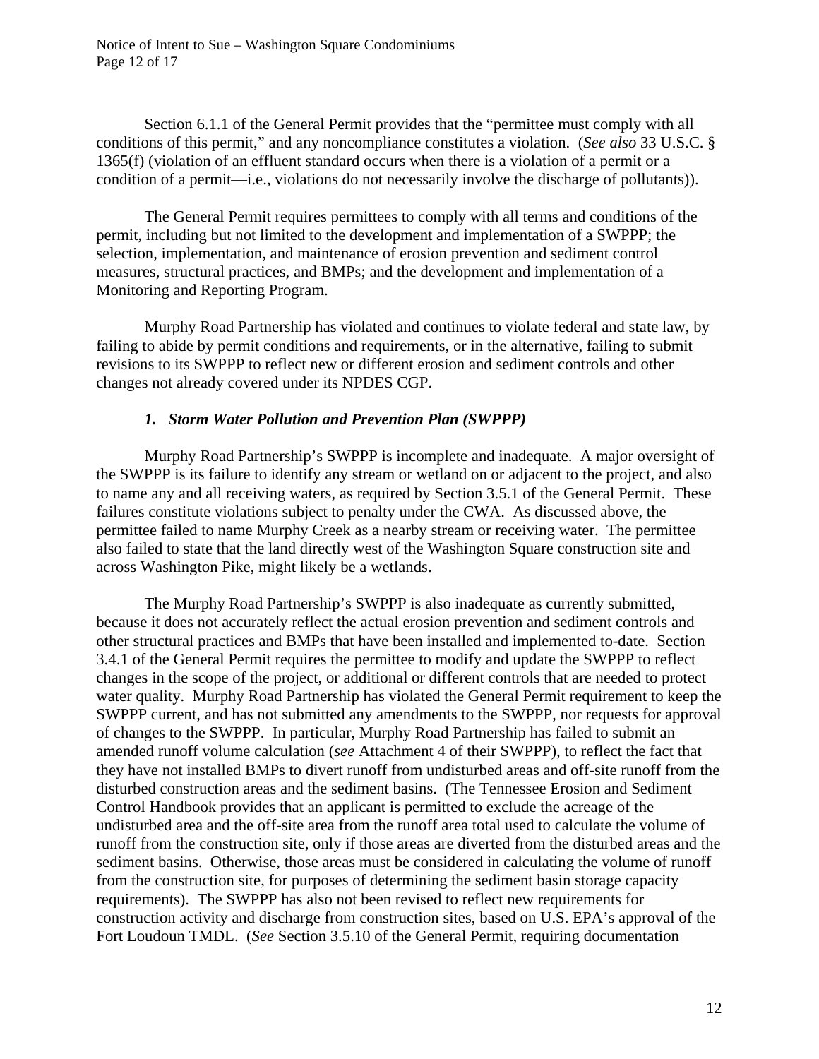Section 6.1.1 of the General Permit provides that the "permittee must comply with all conditions of this permit," and any noncompliance constitutes a violation. (*See also* 33 U.S.C. § 1365(f) (violation of an effluent standard occurs when there is a violation of a permit or a condition of a permit—i.e., violations do not necessarily involve the discharge of pollutants)).

The General Permit requires permittees to comply with all terms and conditions of the permit, including but not limited to the development and implementation of a SWPPP; the selection, implementation, and maintenance of erosion prevention and sediment control measures, structural practices, and BMPs; and the development and implementation of a Monitoring and Reporting Program.

Murphy Road Partnership has violated and continues to violate federal and state law, by failing to abide by permit conditions and requirements, or in the alternative, failing to submit revisions to its SWPPP to reflect new or different erosion and sediment controls and other changes not already covered under its NPDES CGP.

### *1. Storm Water Pollution and Prevention Plan (SWPPP)*

Murphy Road Partnership's SWPPP is incomplete and inadequate. A major oversight of the SWPPP is its failure to identify any stream or wetland on or adjacent to the project, and also to name any and all receiving waters, as required by Section 3.5.1 of the General Permit. These failures constitute violations subject to penalty under the CWA. As discussed above, the permittee failed to name Murphy Creek as a nearby stream or receiving water. The permittee also failed to state that the land directly west of the Washington Square construction site and across Washington Pike, might likely be a wetlands.

The Murphy Road Partnership's SWPPP is also inadequate as currently submitted, because it does not accurately reflect the actual erosion prevention and sediment controls and other structural practices and BMPs that have been installed and implemented to-date. Section 3.4.1 of the General Permit requires the permittee to modify and update the SWPPP to reflect changes in the scope of the project, or additional or different controls that are needed to protect water quality. Murphy Road Partnership has violated the General Permit requirement to keep the SWPPP current, and has not submitted any amendments to the SWPPP, nor requests for approval of changes to the SWPPP. In particular, Murphy Road Partnership has failed to submit an amended runoff volume calculation (*see* Attachment 4 of their SWPPP), to reflect the fact that they have not installed BMPs to divert runoff from undisturbed areas and off-site runoff from the disturbed construction areas and the sediment basins. (The Tennessee Erosion and Sediment Control Handbook provides that an applicant is permitted to exclude the acreage of the undisturbed area and the off-site area from the runoff area total used to calculate the volume of runoff from the construction site, <u>only if</u> those areas are diverted from the disturbed areas and the sediment basins. Otherwise, those areas must be considered in calculating the volume of runoff from the construction site, for purposes of determining the sediment basin storage capacity requirements). The SWPPP has also not been revised to reflect new requirements for construction activity and discharge from construction sites, based on U.S. EPA's approval of the Fort Loudoun TMDL. (*See* Section 3.5.10 of the General Permit, requiring documentation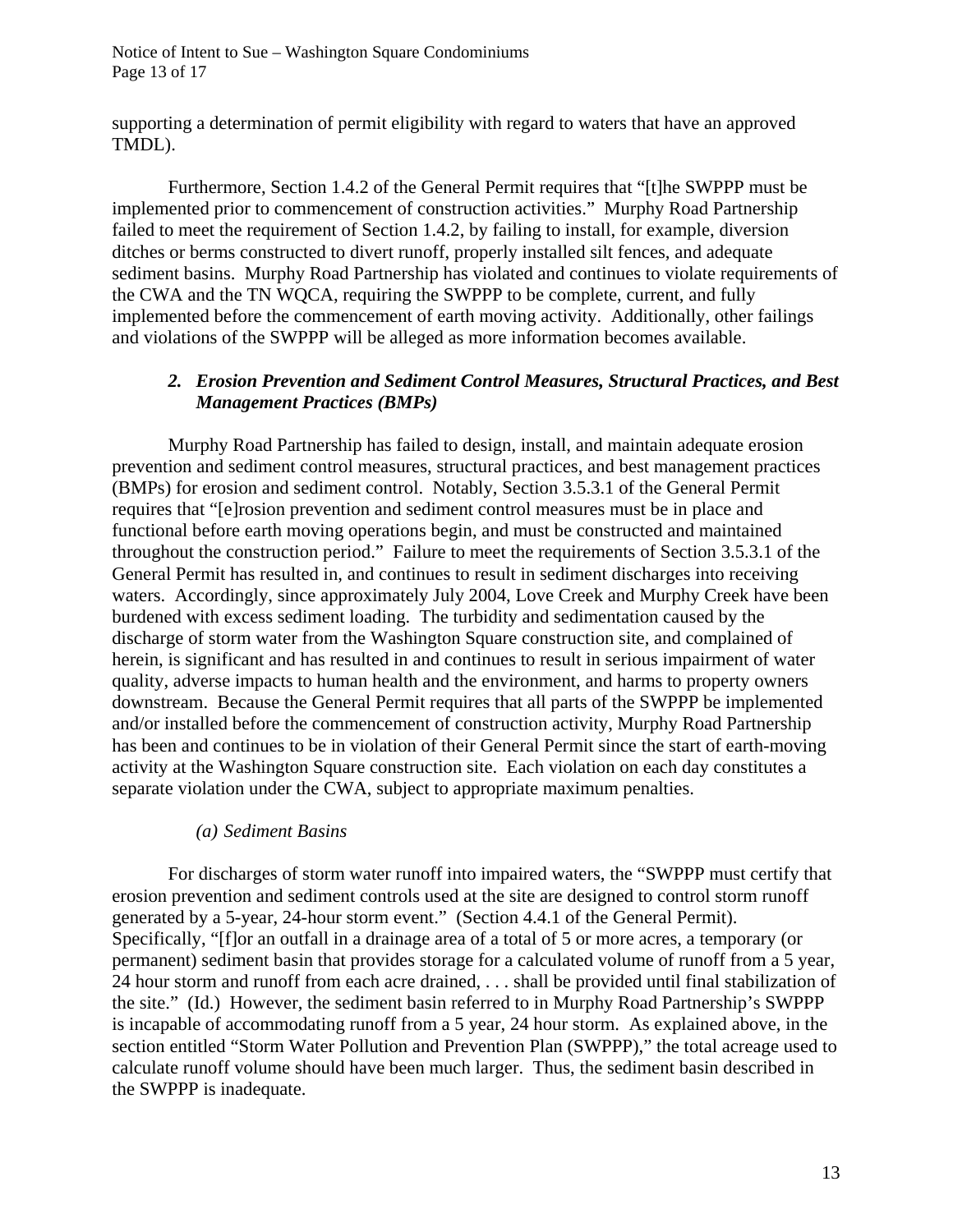supporting a determination of permit eligibility with regard to waters that have an approved TMDL).

Furthermore, Section 1.4.2 of the General Permit requires that "[t]he SWPPP must be implemented prior to commencement of construction activities." Murphy Road Partnership failed to meet the requirement of Section 1.4.2, by failing to install, for example, diversion ditches or berms constructed to divert runoff, properly installed silt fences, and adequate sediment basins. Murphy Road Partnership has violated and continues to violate requirements of the CWA and the TN WQCA, requiring the SWPPP to be complete, current, and fully implemented before the commencement of earth moving activity. Additionally, other failings and violations of the SWPPP will be alleged as more information becomes available.

### *2. Erosion Prevention and Sediment Control Measures, Structural Practices, and Best Management Practices (BMPs)*

Murphy Road Partnership has failed to design, install, and maintain adequate erosion prevention and sediment control measures, structural practices, and best management practices (BMPs) for erosion and sediment control. Notably, Section 3.5.3.1 of the General Permit requires that "[e]rosion prevention and sediment control measures must be in place and functional before earth moving operations begin, and must be constructed and maintained throughout the construction period." Failure to meet the requirements of Section 3.5.3.1 of the General Permit has resulted in, and continues to result in sediment discharges into receiving waters. Accordingly, since approximately July 2004, Love Creek and Murphy Creek have been burdened with excess sediment loading. The turbidity and sedimentation caused by the discharge of storm water from the Washington Square construction site, and complained of herein, is significant and has resulted in and continues to result in serious impairment of water quality, adverse impacts to human health and the environment, and harms to property owners downstream. Because the General Permit requires that all parts of the SWPPP be implemented and/or installed before the commencement of construction activity, Murphy Road Partnership has been and continues to be in violation of their General Permit since the start of earth-moving activity at the Washington Square construction site. Each violation on each day constitutes a separate violation under the CWA, subject to appropriate maximum penalties.

#### *(a) Sediment Basins*

For discharges of storm water runoff into impaired waters, the "SWPPP must certify that erosion prevention and sediment controls used at the site are designed to control storm runoff generated by a 5-year, 24-hour storm event." (Section 4.4.1 of the General Permit). Specifically, "[f]or an outfall in a drainage area of a total of 5 or more acres, a temporary (or permanent) sediment basin that provides storage for a calculated volume of runoff from a 5 year, 24 hour storm and runoff from each acre drained, . . . shall be provided until final stabilization of the site." (Id.) However, the sediment basin referred to in Murphy Road Partnership's SWPPP is incapable of accommodating runoff from a 5 year, 24 hour storm. As explained above, in the section entitled "Storm Water Pollution and Prevention Plan (SWPPP)," the total acreage used to calculate runoff volume should have been much larger. Thus, the sediment basin described in the SWPPP is inadequate.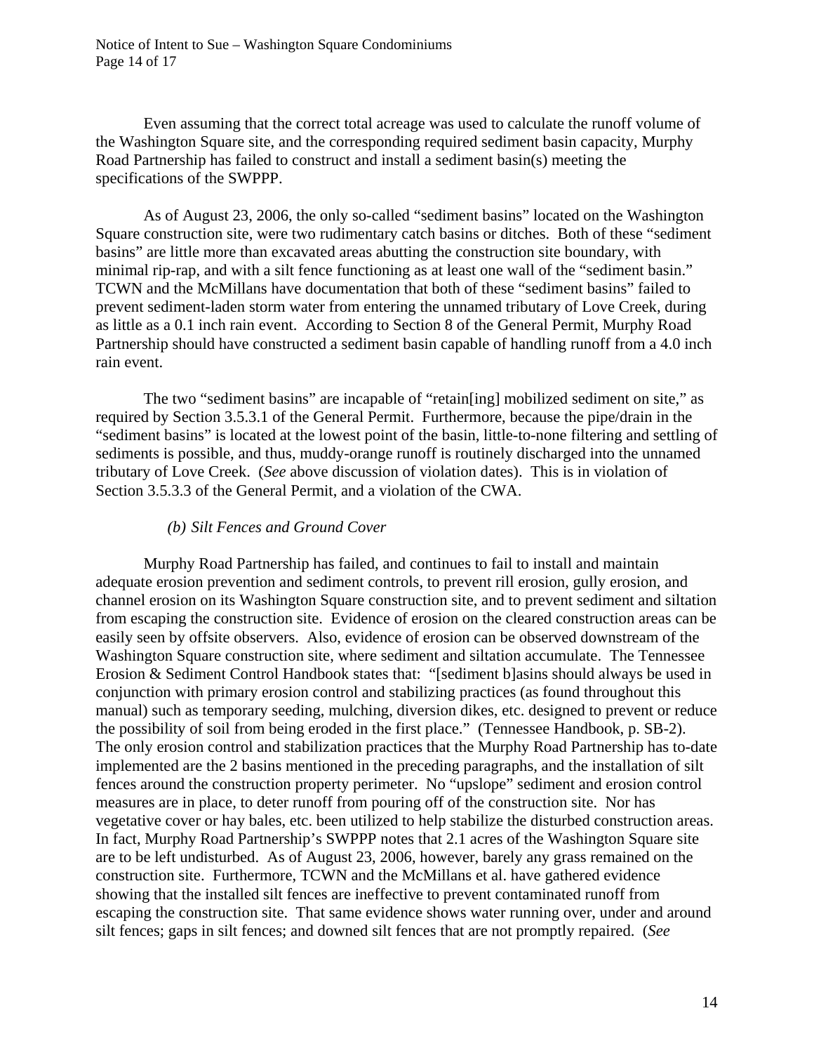Even assuming that the correct total acreage was used to calculate the runoff volume of the Washington Square site, and the corresponding required sediment basin capacity, Murphy Road Partnership has failed to construct and install a sediment basin(s) meeting the specifications of the SWPPP.

As of August 23, 2006, the only so-called "sediment basins" located on the Washington Square construction site, were two rudimentary catch basins or ditches. Both of these "sediment basins" are little more than excavated areas abutting the construction site boundary, with minimal rip-rap, and with a silt fence functioning as at least one wall of the "sediment basin." TCWN and the McMillans have documentation that both of these "sediment basins" failed to prevent sediment-laden storm water from entering the unnamed tributary of Love Creek, during as little as a 0.1 inch rain event. According to Section 8 of the General Permit, Murphy Road Partnership should have constructed a sediment basin capable of handling runoff from a 4.0 inch rain event.

The two "sediment basins" are incapable of "retain[ing] mobilized sediment on site," as required by Section 3.5.3.1 of the General Permit. Furthermore, because the pipe/drain in the "sediment basins" is located at the lowest point of the basin, little-to-none filtering and settling of sediments is possible, and thus, muddy-orange runoff is routinely discharged into the unnamed tributary of Love Creek. (*See* above discussion of violation dates). This is in violation of Section 3.5.3.3 of the General Permit, and a violation of the CWA.

*(b) Silt Fences and Ground Cover*

Murphy Road Partnership has failed, and continues to fail to install and maintain adequate erosion prevention and sediment controls, to prevent rill erosion, gully erosion, and channel erosion on its Washington Square construction site, and to prevent sediment and siltation from escaping the construction site. Evidence of erosion on the cleared construction areas can be easily seen by offsite observers. Also, evidence of erosion can be observed downstream of the Washington Square construction site, where sediment and siltation accumulate. The Tennessee Erosion & Sediment Control Handbook states that: "[sediment b]asins should always be used in conjunction with primary erosion control and stabilizing practices (as found throughout this manual) such as temporary seeding, mulching, diversion dikes, etc. designed to prevent or reduce the possibility of soil from being eroded in the first place." (Tennessee Handbook, p. SB-2). The only erosion control and stabilization practices that the Murphy Road Partnership has to-date implemented are the 2 basins mentioned in the preceding paragraphs, and the installation of silt fences around the construction property perimeter. No "upslope" sediment and erosion control measures are in place, to deter runoff from pouring off of the construction site. Nor has vegetative cover or hay bales, etc. been utilized to help stabilize the disturbed construction areas. In fact, Murphy Road Partnership's SWPPP notes that 2.1 acres of the Washington Square site are to be left undisturbed. As of August 23, 2006, however, barely any grass remained on the construction site. Furthermore, TCWN and the McMillans et al. have gathered evidence showing that the installed silt fences are ineffective to prevent contaminated runoff from escaping the construction site. That same evidence shows water running over, under and around silt fences; gaps in silt fences; and downed silt fences that are not promptly repaired. (*See*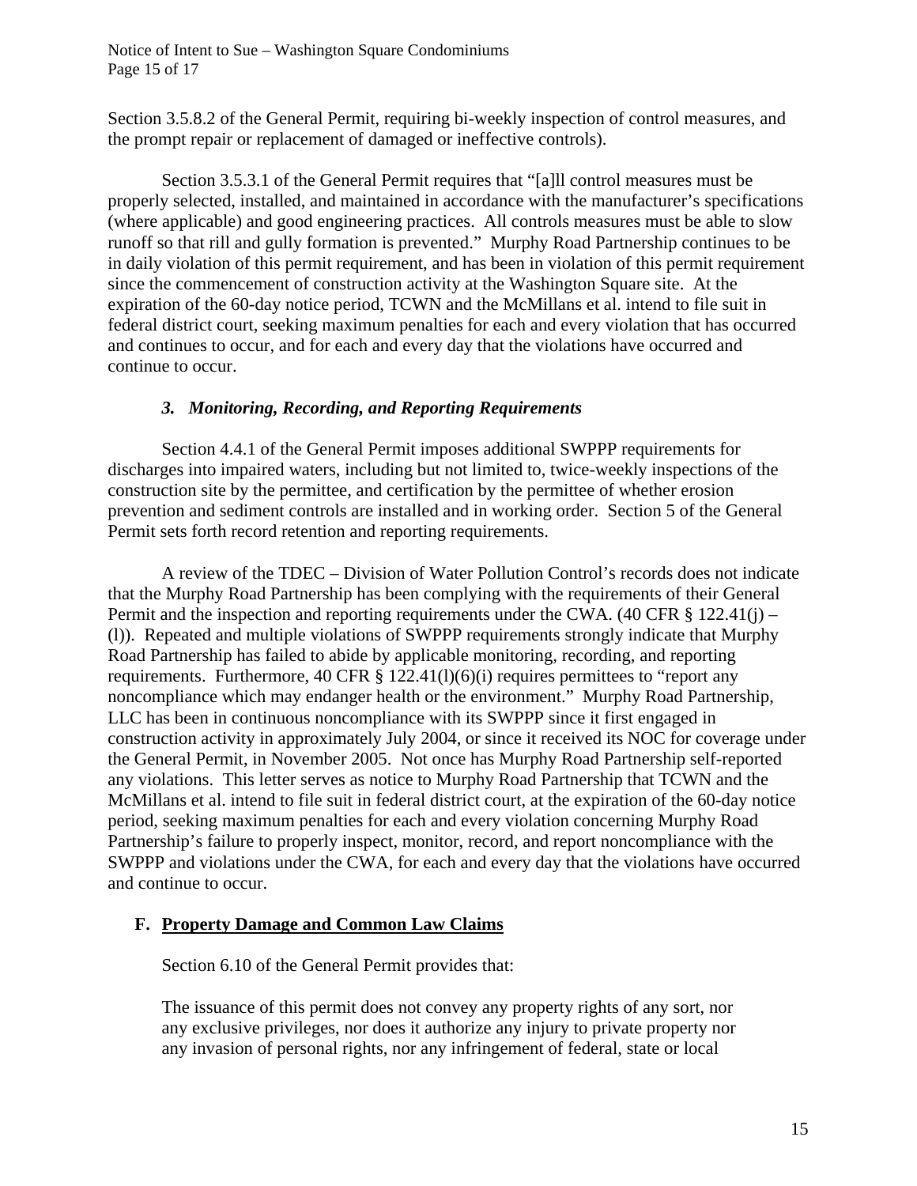Section 3.5.8.2 of the General Permit, requiring bi-weekly inspection of control measures, and the prompt repair or replacement of damaged or ineffective controls).

Section 3.5.3.1 of the General Permit requires that "[a]ll control measures must be properly selected, installed, and maintained in accordance with the manufacturer's specifications (where applicable) and good engineering practices. All controls measures must be able to slow runoff so that rill and gully formation is prevented." Murphy Road Partnership continues to be in daily violation of this permit requirement, and has been in violation of this permit requirement since the commencement of construction activity at the Washington Square site. At the expiration of the 60-day notice period, TCWN and the McMillans et al. intend to file suit in federal district court, seeking maximum penalties for each and every violation that has occurred and continues to occur, and for each and every day that the violations have occurred and continue to occur.

### *3. Monitoring, Recording, and Reporting Requirements*

Section 4.4.1 of the General Permit imposes additional SWPPP requirements for discharges into impaired waters, including but not limited to, twice-weekly inspections of the construction site by the permittee, and certification by the permittee of whether erosion prevention and sediment controls are installed and in working order. Section 5 of the General Permit sets forth record retention and reporting requirements.

A review of the TDEC – Division of Water Pollution Control's records does not indicate that the Murphy Road Partnership has been complying with the requirements of their General Permit and the inspection and reporting requirements under the CWA. (40 CFR § 122.41(j) – (l)). Repeated and multiple violations of SWPPP requirements strongly indicate that Murphy Road Partnership has failed to abide by applicable monitoring, recording, and reporting requirements. Furthermore, 40 CFR § 122.41(l)(6)(i) requires permittees to "report any noncompliance which may endanger health or the environment." Murphy Road Partnership, LLC has been in continuous noncompliance with its SWPPP since it first engaged in construction activity in approximately July 2004, or since it received its NOC for coverage under the General Permit, in November 2005. Not once has Murphy Road Partnership self-reported any violations. This letter serves as notice to Murphy Road Partnership that TCWN and the McMillans et al. intend to file suit in federal district court, at the expiration of the 60-day notice period, seeking maximum penalties for each and every violation concerning Murphy Road Partnership's failure to properly inspect, monitor, record, and report noncompliance with the SWPPP and violations under the CWA, for each and every day that the violations have occurred and continue to occur.

## F. Property Damage and Common Law Claims

Section 6.10 of the General Permit provides that:

> The issuance of this permit does not convey any property rights of any sort, nor any exclusive privileges, nor does it authorize any injury to private property nor any invasion of personal rights, nor any infringement of federal, state or local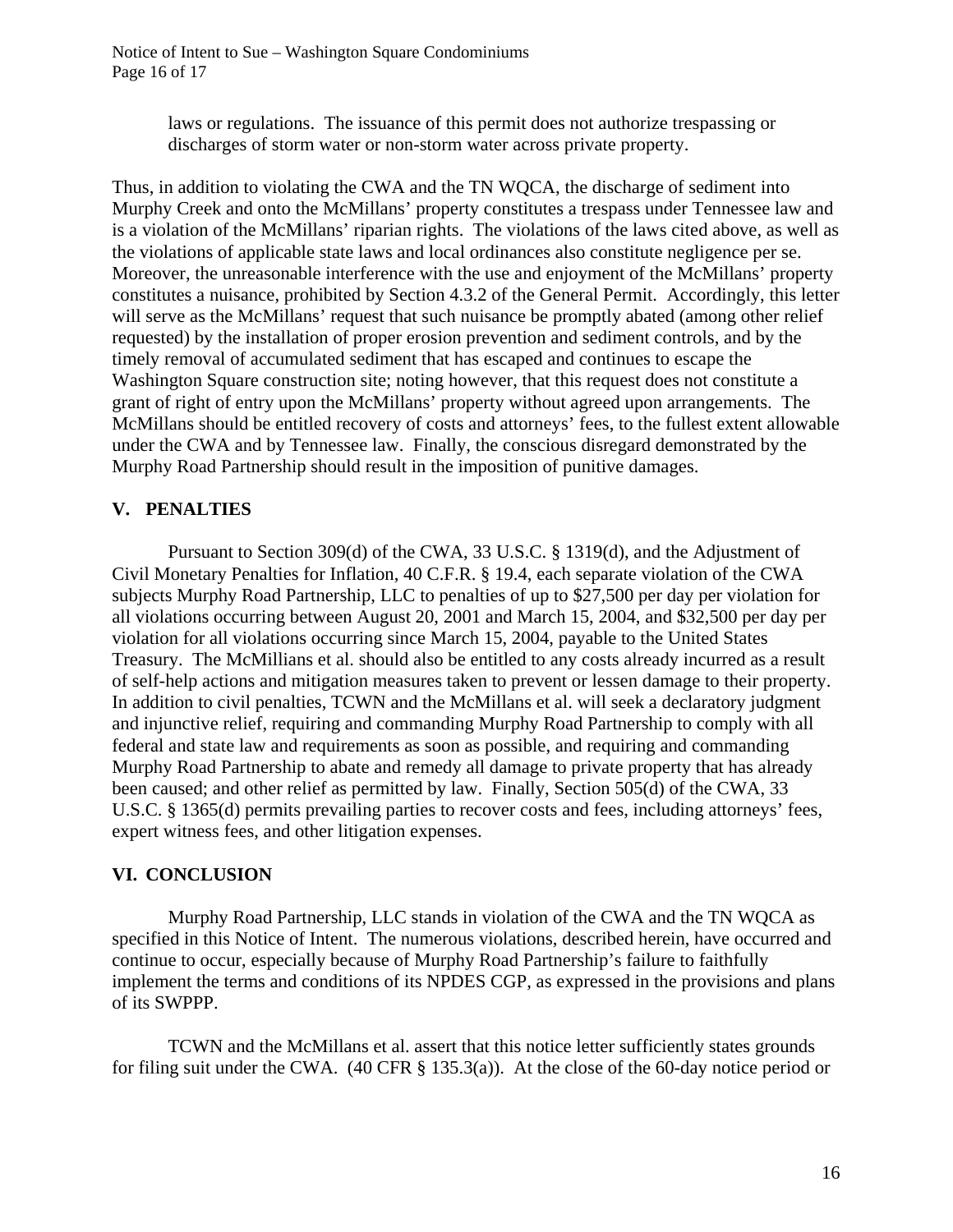laws or regulations. The issuance of this permit does not authorize trespassing or discharges of storm water or non-storm water across private property.

Thus, in addition to violating the CWA and the TN WQCA, the discharge of sediment into Murphy Creek and onto the McMillans' property constitutes a trespass under Tennessee law and is a violation of the McMillans' riparian rights. The violations of the laws cited above, as well as the violations of applicable state laws and local ordinances also constitute negligence per se. Moreover, the unreasonable interference with the use and enjoyment of the McMillans' property constitutes a nuisance, prohibited by Section 4.3.2 of the General Permit. Accordingly, this letter will serve as the McMillans' request that such nuisance be promptly abated (among other relief requested) by the installation of proper erosion prevention and sediment controls, and by the timely removal of accumulated sediment that has escaped and continues to escape the Washington Square construction site; noting however, that this request does not constitute a grant of right of entry upon the McMillans' property without agreed upon arrangements. The McMillans should be entitled recovery of costs and attorneys' fees, to the fullest extent allowable under the CWA and by Tennessee law. Finally, the conscious disregard demonstrated by the Murphy Road Partnership should result in the imposition of punitive damages.

## V. PENALTIES

Pursuant to Section 309(d) of the CWA, 33 U.S.C. § 1319(d), and the Adjustment of Civil Monetary Penalties for Inflation, 40 C.F.R. § 19.4, each separate violation of the CWA subjects Murphy Road Partnership, LLC to penalties of up to $27,500 per day per violation for all violations occurring between August 20, 2001 and March 15, 2004, and $32,500 per day per violation for all violations occurring since March 15, 2004, payable to the United States Treasury. The McMillians et al. should also be entitled to any costs already incurred as a result of self-help actions and mitigation measures taken to prevent or lessen damage to their property. In addition to civil penalties, TCWN and the McMillans et al. will seek a declaratory judgment and injunctive relief, requiring and commanding Murphy Road Partnership to comply with all federal and state law and requirements as soon as possible, and requiring and commanding Murphy Road Partnership to abate and remedy all damage to private property that has already been caused; and other relief as permitted by law. Finally, Section 505(d) of the CWA, 33 U.S.C. § 1365(d) permits prevailing parties to recover costs and fees, including attorneys' fees, expert witness fees, and other litigation expenses.

## VI. CONCLUSION

Murphy Road Partnership, LLC stands in violation of the CWA and the TN WQCA as specified in this Notice of Intent. The numerous violations, described herein, have occurred and continue to occur, especially because of Murphy Road Partnership's failure to faithfully implement the terms and conditions of its NPDES CGP, as expressed in the provisions and plans of its SWPPP.

TCWN and the McMillans et al. assert that this notice letter sufficiently states grounds for filing suit under the CWA. (40 CFR § 135.3(a)). At the close of the 60-day notice period or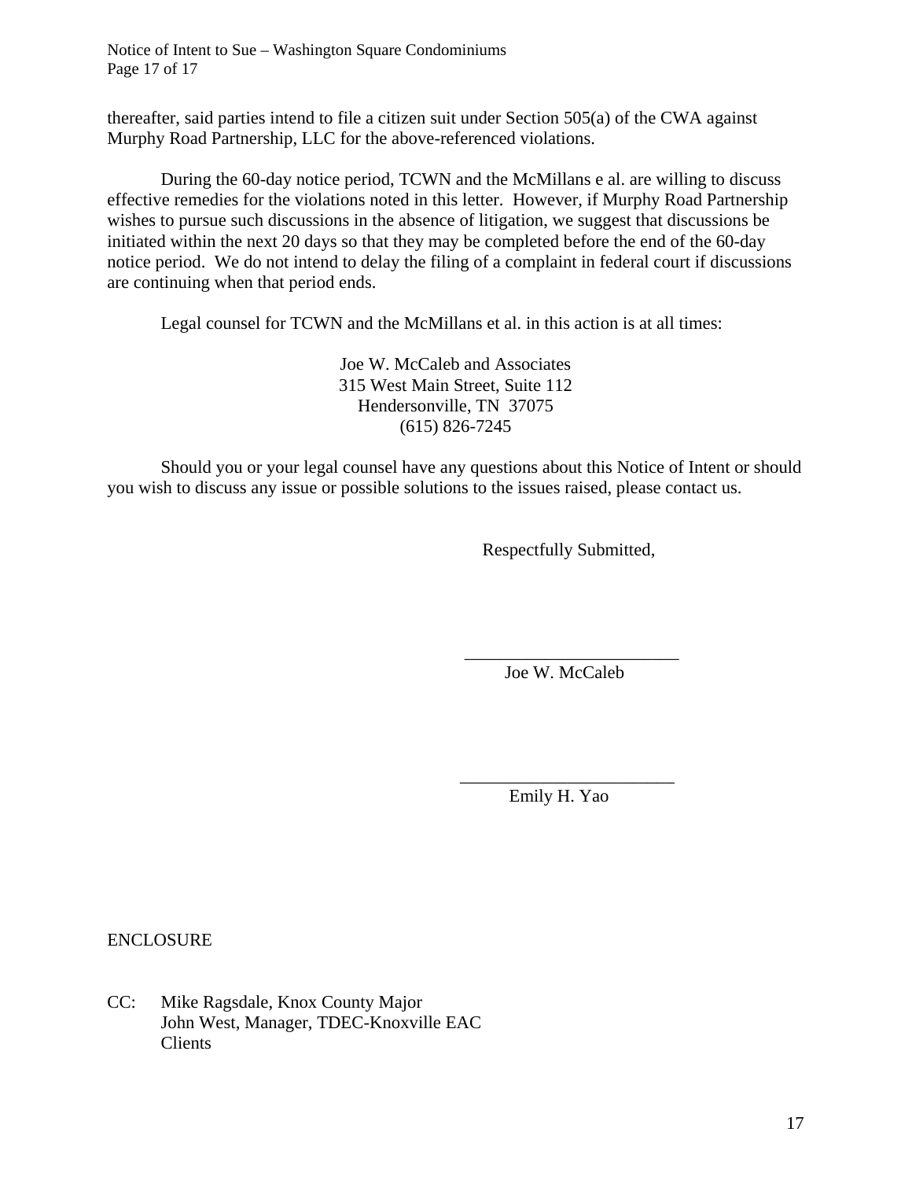thereafter, said parties intend to file a citizen suit under Section 505(a) of the CWA against Murphy Road Partnership, LLC for the above-referenced violations.

During the 60-day notice period, TCWN and the McMillans e al. are willing to discuss effective remedies for the violations noted in this letter. However, if Murphy Road Partnership wishes to pursue such discussions in the absence of litigation, we suggest that discussions be initiated within the next 20 days so that they may be completed before the end of the 60-day notice period. We do not intend to delay the filing of a complaint in federal court if discussions are continuing when that period ends.

Legal counsel for TCWN and the McMillans et al. in this action is at all times:

Joe W. McCaleb and Associates
315 West Main Street, Suite 112
Hendersonville, TN 37075
(615) 826-7245

Should you or your legal counsel have any questions about this Notice of Intent or should you wish to discuss any issue or possible solutions to the issues raised, please contact us.

Respectfully Submitted,

\_\_\_\_\_\_\_\_\_\_\_\_\_\_\_\_\_\_\_\_\_\_\_\_
Joe W. McCaleb

\_\_\_\_\_\_\_\_\_\_\_\_\_\_\_\_\_\_\_\_\_\_\_\_
Emily H. Yao

ENCLOSURE

CC: Mike Ragsdale, Knox County Major
John West, Manager, TDEC-Knoxville EAC
Clients